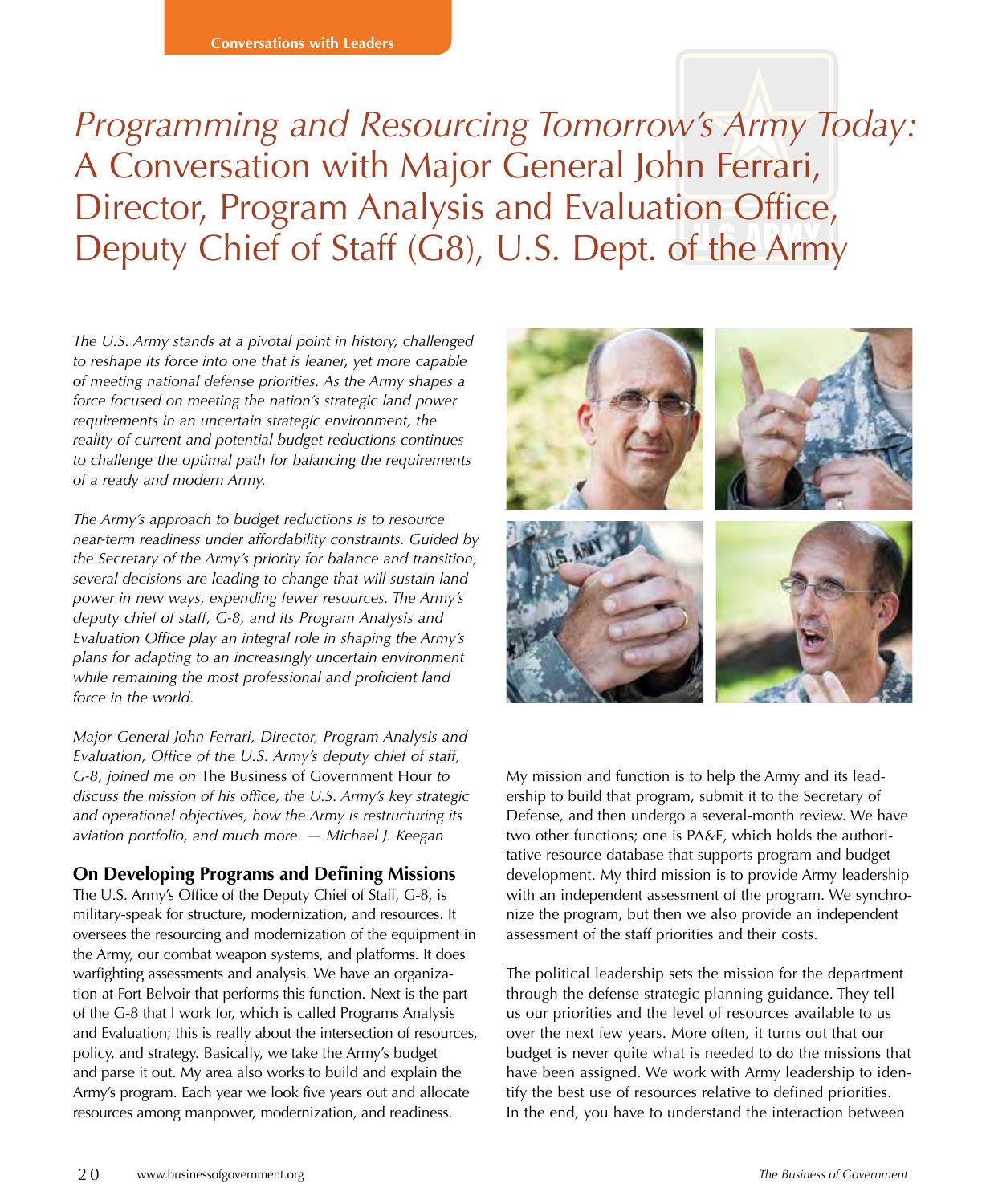Conversations with Leaders

# *Programming and Resourcing Tomorrow's Army Today:* A Conversation with Major General John Ferrari, Director, Program Analysis and Evaluation Office, Deputy Chief of Staff (G8), U.S. Dept. of the Army

*The U.S. Army stands at a pivotal point in history, challenged to reshape its force into one that is leaner, yet more capable of meeting national defense priorities. As the Army shapes a force focused on meeting the nation's strategic land power requirements in an uncertain strategic environment, the reality of current and potential budget reductions continues to challenge the optimal path for balancing the requirements of a ready and modern Army.*

*The Army's approach to budget reductions is to resource near-term readiness under affordability constraints. Guided by the Secretary of the Army's priority for balance and transition, several decisions are leading to change that will sustain land power in new ways, expending fewer resources. The Army's deputy chief of staff, G-8, and its Program Analysis and Evaluation Office play an integral role in shaping the Army's plans for adapting to an increasingly uncertain environment while remaining the most professional and proficient land force in the world.*

*Major General John Ferrari, Director, Program Analysis and Evaluation, Office of the U.S. Army's deputy chief of staff, G-8, joined me on* The Business of Government Hour *to discuss the mission of his office, the U.S. Army's key strategic and operational objectives, how the Army is restructuring its aviation portfolio, and much more. — Michael J. Keegan*

## On Developing Programs and Defining Missions

The U.S. Army's Office of the Deputy Chief of Staff, G-8, is military-speak for structure, modernization, and resources. It oversees the resourcing and modernization of the equipment in the Army, our combat weapon systems, and platforms. It does warfighting assessments and analysis. We have an organization at Fort Belvoir that performs this function. Next is the part of the G-8 that I work for, which is called Programs Analysis and Evaluation; this is really about the intersection of resources, policy, and strategy. Basically, we take the Army's budget and parse it out. My area also works to build and explain the Army's program. Each year we look five years out and allocate resources among manpower, modernization, and readiness.

My mission and function is to help the Army and its leadership to build that program, submit it to the Secretary of Defense, and then undergo a several-month review. We have two other functions; one is PA&E, which holds the authoritative resource database that supports program and budget development. My third mission is to provide Army leadership with an independent assessment of the program. We synchronize the program, but then we also provide an independent assessment of the staff priorities and their costs.

The political leadership sets the mission for the department through the defense strategic planning guidance. They tell us our priorities and the level of resources available to us over the next few years. More often, it turns out that our budget is never quite what is needed to do the missions that have been assigned. We work with Army leadership to identify the best use of resources relative to defined priorities. In the end, you have to understand the interaction between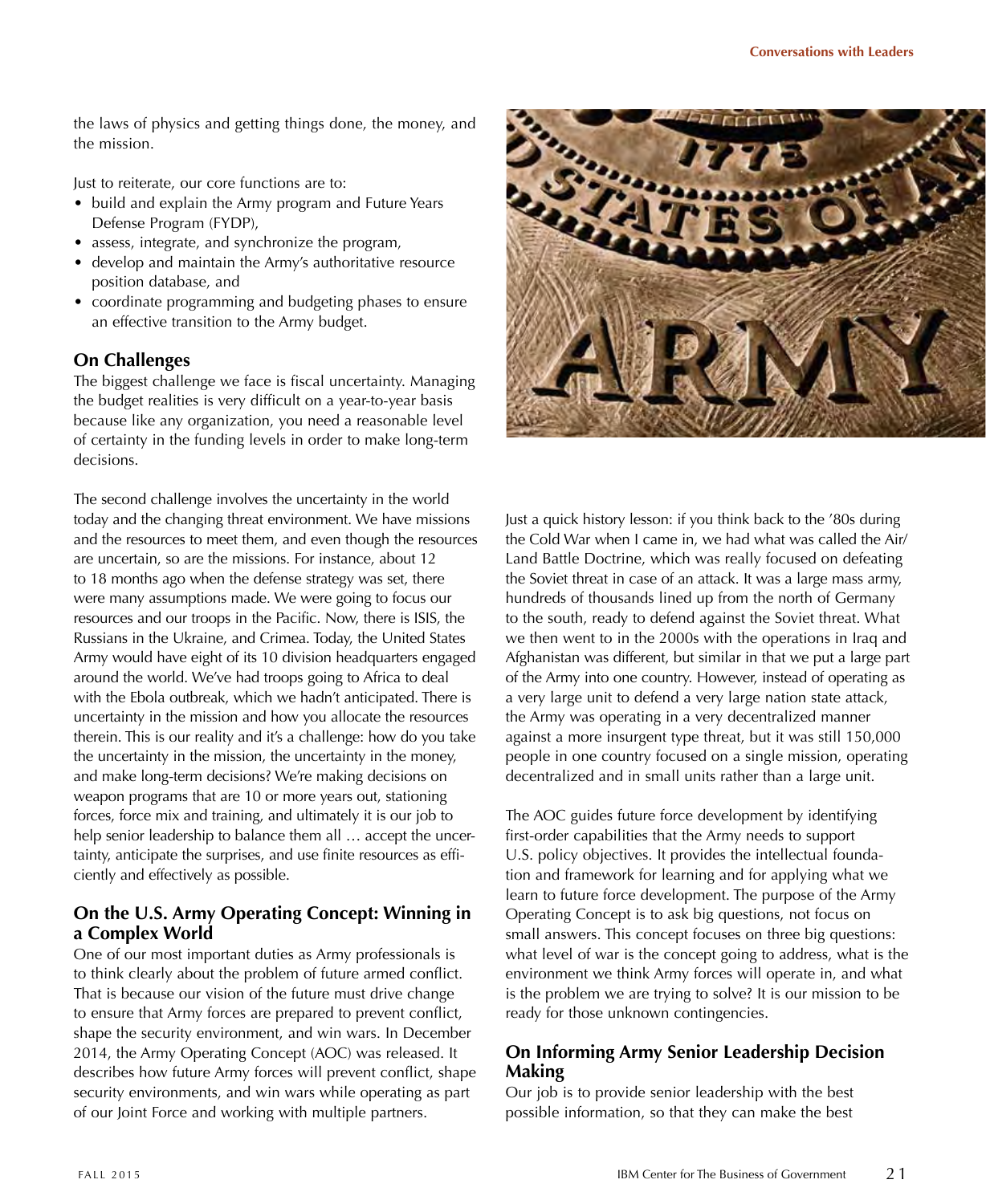the laws of physics and getting things done, the money, and the mission.

Just to reiterate, our core functions are to:

- build and explain the Army program and Future Years Defense Program (FYDP),
- assess, integrate, and synchronize the program,
- develop and maintain the Army's authoritative resource position database, and
- coordinate programming and budgeting phases to ensure an effective transition to the Army budget.

## On Challenges

The biggest challenge we face is fiscal uncertainty. Managing the budget realities is very difficult on a year-to-year basis because like any organization, you need a reasonable level of certainty in the funding levels in order to make long-term decisions.

The second challenge involves the uncertainty in the world today and the changing threat environment. We have missions and the resources to meet them, and even though the resources are uncertain, so are the missions. For instance, about 12 to 18 months ago when the defense strategy was set, there were many assumptions made. We were going to focus our resources and our troops in the Pacific. Now, there is ISIS, the Russians in the Ukraine, and Crimea. Today, the United States Army would have eight of its 10 division headquarters engaged around the world. We've had troops going to Africa to deal with the Ebola outbreak, which we hadn't anticipated. There is uncertainty in the mission and how you allocate the resources therein. This is our reality and it's a challenge: how do you take the uncertainty in the mission, the uncertainty in the money, and make long-term decisions? We're making decisions on weapon programs that are 10 or more years out, stationing forces, force mix and training, and ultimately it is our job to help senior leadership to balance them all … accept the uncertainty, anticipate the surprises, and use finite resources as efficiently and effectively as possible.

## On the U.S. Army Operating Concept: Winning in a Complex World

One of our most important duties as Army professionals is to think clearly about the problem of future armed conflict. That is because our vision of the future must drive change to ensure that Army forces are prepared to prevent conflict, shape the security environment, and win wars. In December 2014, the Army Operating Concept (AOC) was released. It describes how future Army forces will prevent conflict, shape security environments, and win wars while operating as part of our Joint Force and working with multiple partners.

Just a quick history lesson: if you think back to the '80s during the Cold War when I came in, we had what was called the Air/Land Battle Doctrine, which was really focused on defeating the Soviet threat in case of an attack. It was a large mass army, hundreds of thousands lined up from the north of Germany to the south, ready to defend against the Soviet threat. What we then went to in the 2000s with the operations in Iraq and Afghanistan was different, but similar in that we put a large part of the Army into one country. However, instead of operating as a very large unit to defend a very large nation state attack, the Army was operating in a very decentralized manner against a more insurgent type threat, but it was still 150,000 people in one country focused on a single mission, operating decentralized and in small units rather than a large unit.

The AOC guides future force development by identifying first-order capabilities that the Army needs to support U.S. policy objectives. It provides the intellectual foundation and framework for learning and for applying what we learn to future force development. The purpose of the Army Operating Concept is to ask big questions, not focus on small answers. This concept focuses on three big questions: what level of war is the concept going to address, what is the environment we think Army forces will operate in, and what is the problem we are trying to solve? It is our mission to be ready for those unknown contingencies.

## On Informing Army Senior Leadership Decision Making

Our job is to provide senior leadership with the best possible information, so that they can make the best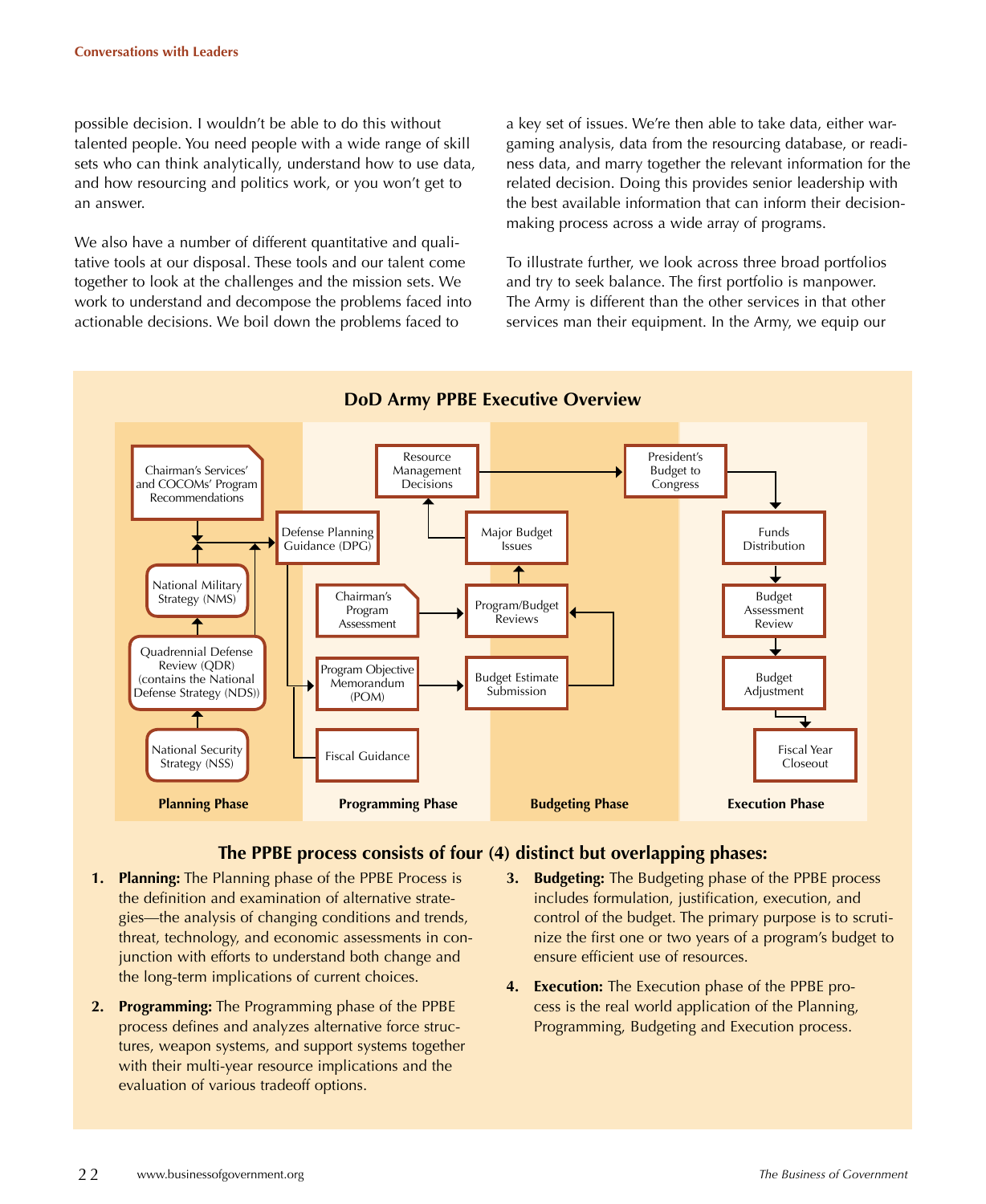possible decision. I wouldn't be able to do this without talented people. You need people with a wide range of skill sets who can think analytically, understand how to use data, and how resourcing and politics work, or you won't get to an answer.

We also have a number of different quantitative and qualitative tools at our disposal. These tools and our talent come together to look at the challenges and the mission sets. We work to understand and decompose the problems faced into actionable decisions. We boil down the problems faced to a key set of issues. We're then able to take data, either wargaming analysis, data from the resourcing database, or readiness data, and marry together the relevant information for the related decision. Doing this provides senior leadership with the best available information that can inform their decision-making process across a wide array of programs.

To illustrate further, we look across three broad portfolios and try to seek balance. The first portfolio is manpower. The Army is different than the other services in that other services man their equipment. In the Army, we equip our

## DoD Army PPBE Executive Overview

**Planning Phase**
- Chairman's Services' and COCOMs' Program Recommendations
- National Military Strategy (NMS)
- Quadrennial Defense Review (QDR) (contains the National Defense Strategy (NDS))
- National Security Strategy (NSS)

**Programming Phase**
- Defense Planning Guidance (DPG)
- Resource Management Decisions
- Chairman's Program Assessment
- Program Objective Memorandum (POM)
- Fiscal Guidance

**Budgeting Phase**
- Major Budget Issues
- Program/Budget Reviews
- Budget Estimate Submission

**Execution Phase**
- President's Budget to Congress
- Funds Distribution
- Budget Assessment Review
- Budget Adjustment
- Fiscal Year Closeout

### The PPBE process consists of four (4) distinct but overlapping phases:

1. **Planning:** The Planning phase of the PPBE Process is the definition and examination of alternative strategies—the analysis of changing conditions and trends, threat, technology, and economic assessments in conjunction with efforts to understand both change and the long-term implications of current choices.
2. **Programming:** The Programming phase of the PPBE process defines and analyzes alternative force structures, weapon systems, and support systems together with their multi-year resource implications and the evaluation of various tradeoff options.
3. **Budgeting:** The Budgeting phase of the PPBE process includes formulation, justification, execution, and control of the budget. The primary purpose is to scrutinize the first one or two years of a program's budget to ensure efficient use of resources.
4. **Execution:** The Execution phase of the PPBE process is the real world application of the Planning, Programming, Budgeting and Execution process.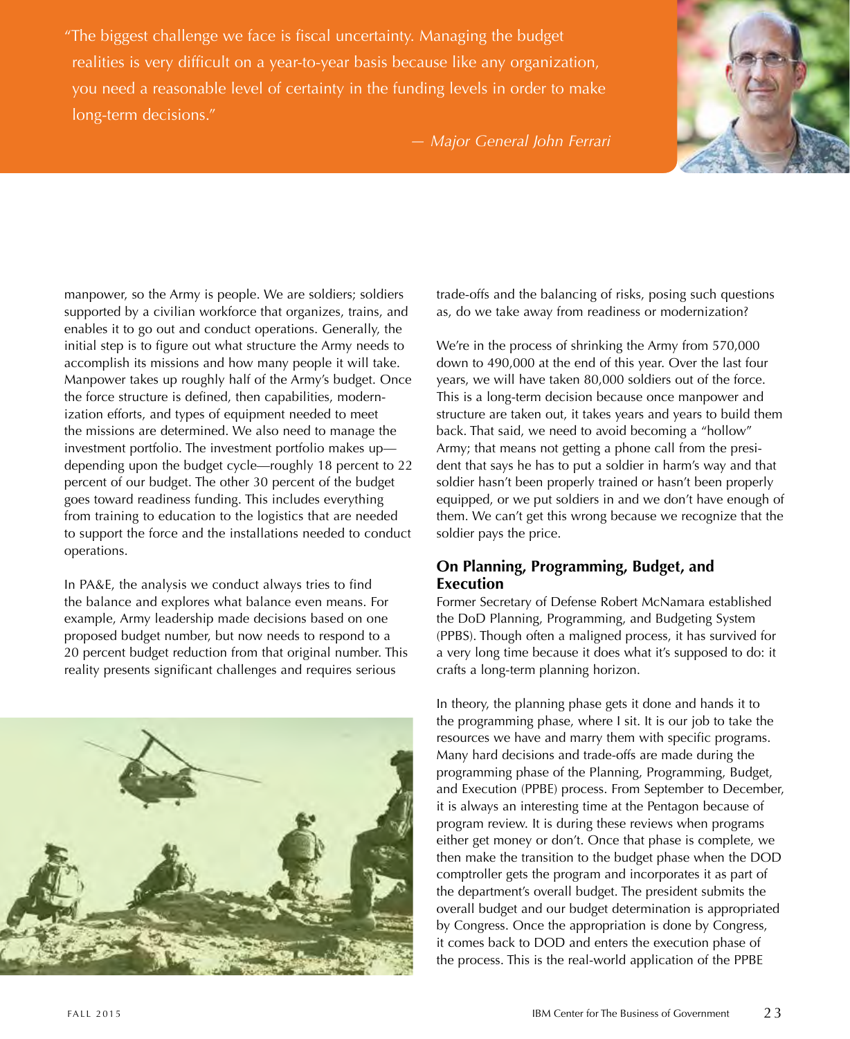> "The biggest challenge we face is fiscal uncertainty. Managing the budget realities is very difficult on a year-to-year basis because like any organization, you need a reasonable level of certainty in the funding levels in order to make long-term decisions."
>
> *— Major General John Ferrari*

manpower, so the Army is people. We are soldiers; soldiers supported by a civilian workforce that organizes, trains, and enables it to go out and conduct operations. Generally, the initial step is to figure out what structure the Army needs to accomplish its missions and how many people it will take. Manpower takes up roughly half of the Army's budget. Once the force structure is defined, then capabilities, modernization efforts, and types of equipment needed to meet the missions are determined. We also need to manage the investment portfolio. The investment portfolio makes up—depending upon the budget cycle—roughly 18 percent to 22 percent of our budget. The other 30 percent of the budget goes toward readiness funding. This includes everything from training to education to the logistics that are needed to support the force and the installations needed to conduct operations.

In PA&E, the analysis we conduct always tries to find the balance and explores what balance even means. For example, Army leadership made decisions based on one proposed budget number, but now needs to respond to a 20 percent budget reduction from that original number. This reality presents significant challenges and requires serious trade-offs and the balancing of risks, posing such questions as, do we take away from readiness or modernization?

We're in the process of shrinking the Army from 570,000 down to 490,000 at the end of this year. Over the last four years, we will have taken 80,000 soldiers out of the force. This is a long-term decision because once manpower and structure are taken out, it takes years and years to build them back. That said, we need to avoid becoming a "hollow" Army; that means not getting a phone call from the president that says he has to put a soldier in harm's way and that soldier hasn't been properly trained or hasn't been properly equipped, or we put soldiers in and we don't have enough of them. We can't get this wrong because we recognize that the soldier pays the price.

### On Planning, Programming, Budget, and Execution

Former Secretary of Defense Robert McNamara established the DoD Planning, Programming, and Budgeting System (PPBS). Though often a maligned process, it has survived for a very long time because it does what it's supposed to do: it crafts a long-term planning horizon.

In theory, the planning phase gets it done and hands it to the programming phase, where I sit. It is our job to take the resources we have and marry them with specific programs. Many hard decisions and trade-offs are made during the programming phase of the Planning, Programming, Budget, and Execution (PPBE) process. From September to December, it is always an interesting time at the Pentagon because of program review. It is during these reviews when programs either get money or don't. Once that phase is complete, we then make the transition to the budget phase when the DOD comptroller gets the program and incorporates it as part of the department's overall budget. The president submits the overall budget and our budget determination is appropriated by Congress. Once the appropriation is done by Congress, it comes back to DOD and enters the execution phase of the process. This is the real-world application of the PPBE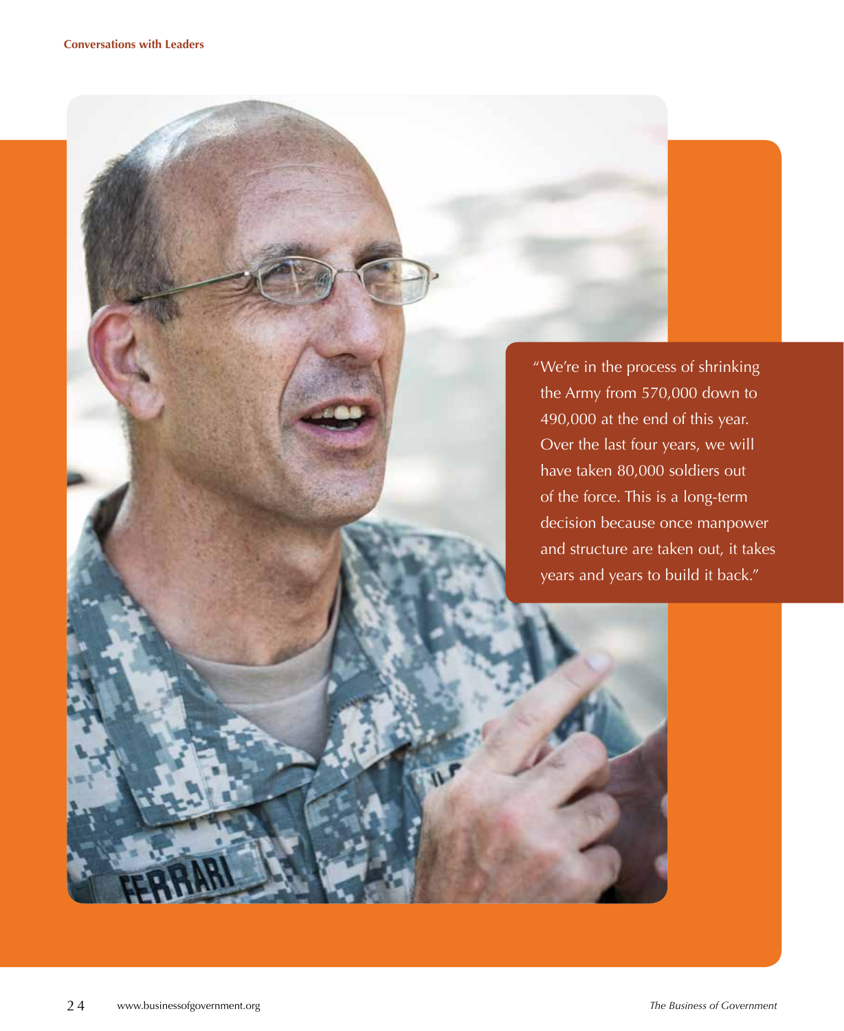"We're in the process of shrinking the Army from 570,000 down to 490,000 at the end of this year. Over the last four years, we will have taken 80,000 soldiers out of the force. This is a long-term decision because once manpower and structure are taken out, it takes years and years to build it back."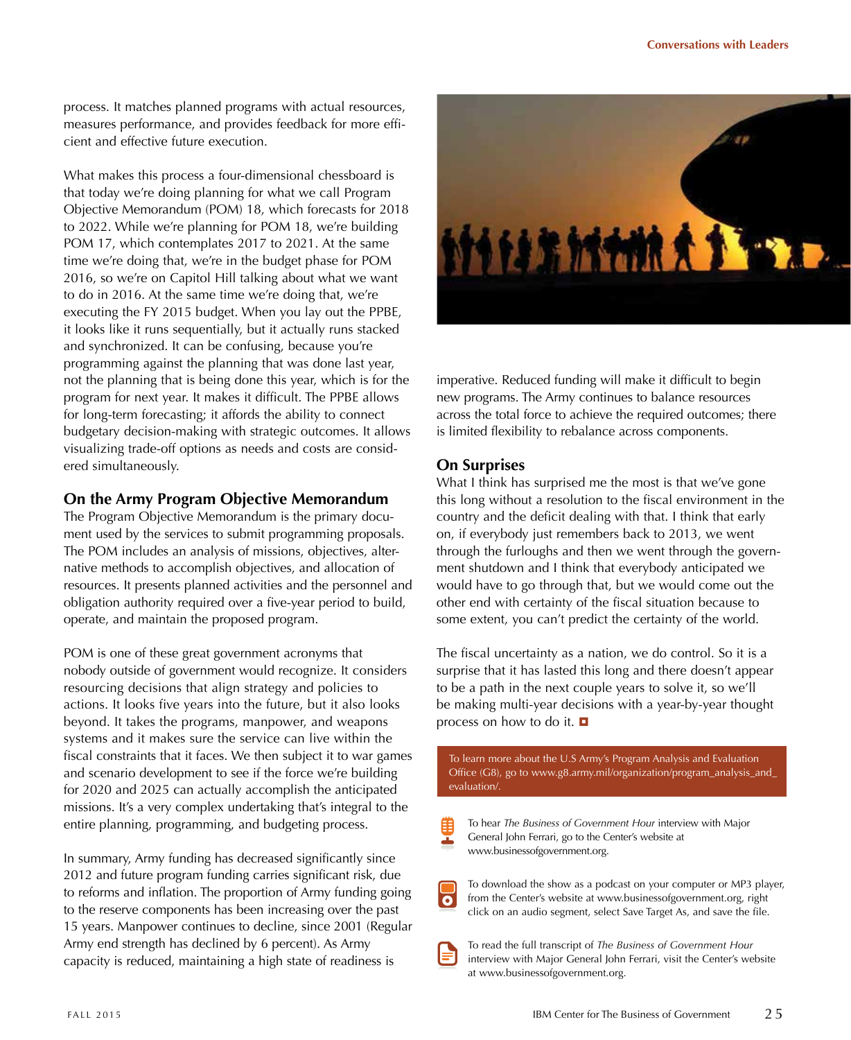process. It matches planned programs with actual resources, measures performance, and provides feedback for more efficient and effective future execution.

What makes this process a four-dimensional chessboard is that today we're doing planning for what we call Program Objective Memorandum (POM) 18, which forecasts for 2018 to 2022. While we're planning for POM 18, we're building POM 17, which contemplates 2017 to 2021. At the same time we're doing that, we're in the budget phase for POM 2016, so we're on Capitol Hill talking about what we want to do in 2016. At the same time we're doing that, we're executing the FY 2015 budget. When you lay out the PPBE, it looks like it runs sequentially, but it actually runs stacked and synchronized. It can be confusing, because you're programming against the planning that was done last year, not the planning that is being done this year, which is for the program for next year. It makes it difficult. The PPBE allows for long-term forecasting; it affords the ability to connect budgetary decision-making with strategic outcomes. It allows visualizing trade-off options as needs and costs are considered simultaneously.

## On the Army Program Objective Memorandum

The Program Objective Memorandum is the primary document used by the services to submit programming proposals. The POM includes an analysis of missions, objectives, alternative methods to accomplish objectives, and allocation of resources. It presents planned activities and the personnel and obligation authority required over a five-year period to build, operate, and maintain the proposed program.

POM is one of these great government acronyms that nobody outside of government would recognize. It considers resourcing decisions that align strategy and policies to actions. It looks five years into the future, but it also looks beyond. It takes the programs, manpower, and weapons systems and it makes sure the service can live within the fiscal constraints that it faces. We then subject it to war games and scenario development to see if the force we're building for 2020 and 2025 can actually accomplish the anticipated missions. It's a very complex undertaking that's integral to the entire planning, programming, and budgeting process.

In summary, Army funding has decreased significantly since 2012 and future program funding carries significant risk, due to reforms and inflation. The proportion of Army funding going to the reserve components has been increasing over the past 15 years. Manpower continues to decline, since 2001 (Regular Army end strength has declined by 6 percent). As Army capacity is reduced, maintaining a high state of readiness is imperative. Reduced funding will make it difficult to begin new programs. The Army continues to balance resources across the total force to achieve the required outcomes; there is limited flexibility to rebalance across components.

## On Surprises

What I think has surprised me the most is that we've gone this long without a resolution to the fiscal environment in the country and the deficit dealing with that. I think that early on, if everybody just remembers back to 2013, we went through the furloughs and then we went through the government shutdown and I think that everybody anticipated we would have to go through that, but we would come out the other end with certainty of the fiscal situation because to some extent, you can't predict the certainty of the world.

The fiscal uncertainty as a nation, we do control. So it is a surprise that it has lasted this long and there doesn't appear to be a path in the next couple years to solve it, so we'll be making multi-year decisions with a year-by-year thought process on how to do it. ◘

To learn more about the U.S Army's Program Analysis and Evaluation Office (G8), go to www.g8.army.mil/organization/program_analysis_and_evaluation/.

To hear *The Business of Government Hour* interview with Major General John Ferrari, go to the Center's website at www.businessofgovernment.org.

To download the show as a podcast on your computer or MP3 player, from the Center's website at www.businessofgovernment.org, right click on an audio segment, select Save Target As, and save the file.

To read the full transcript of *The Business of Government Hour* interview with Major General John Ferrari, visit the Center's website at www.businessofgovernment.org.